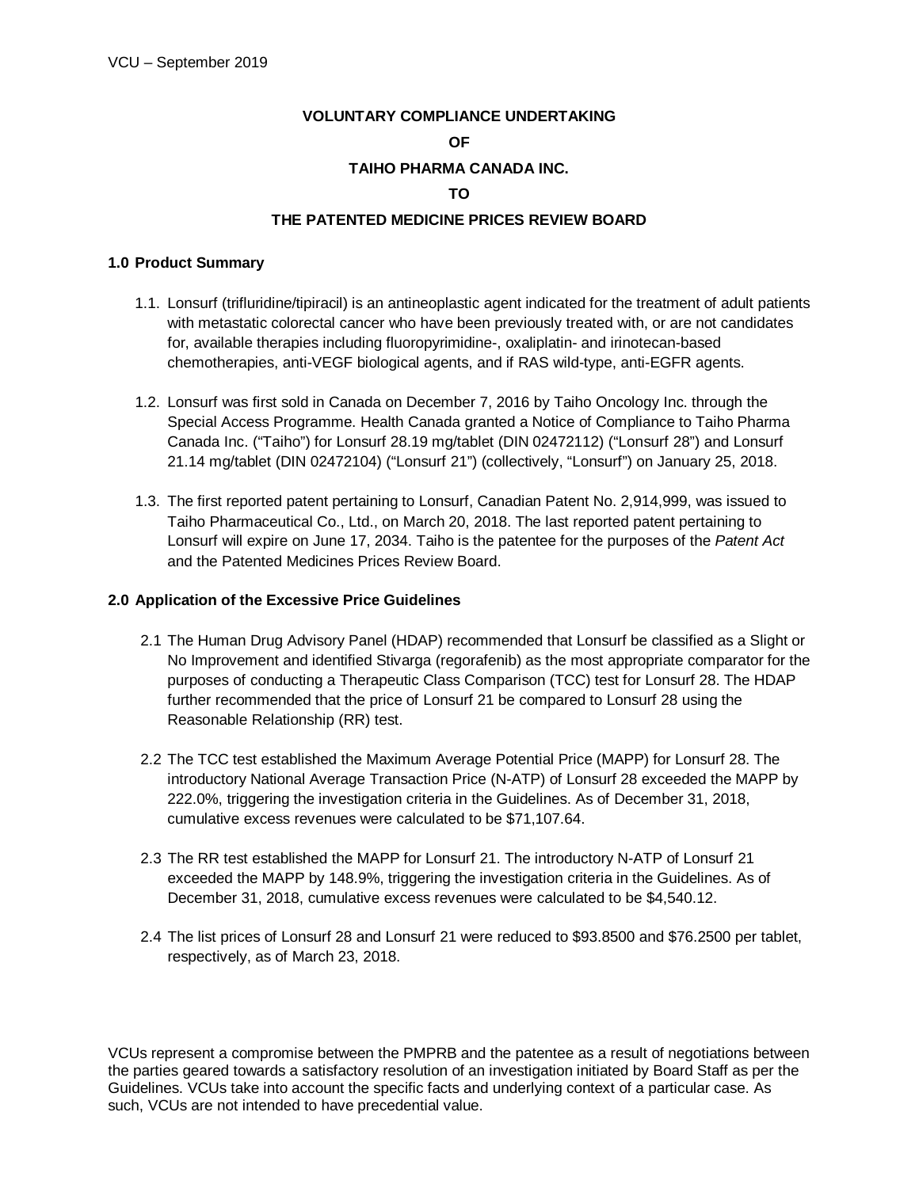# VOLUNTARY COMPLIANCE UNDERTAKING

# OF

# TAIHO PHARMA CANADA INC.

# TO

# THE PATENTED MEDICINE PRICES REVIEW BOARD

## 1.0 Product Summary

1.1. Lonsurf (trifluridine/tipiracil) is an antineoplastic agent indicated for the treatment of adult patients with metastatic colorectal cancer who have been previously treated with, or are not candidates for, available therapies including fluoropyrimidine-, oxaliplatin- and irinotecan-based chemotherapies, anti-VEGF biological agents, and if RAS wild-type, anti-EGFR agents.

1.2. Lonsurf was first sold in Canada on December 7, 2016 by Taiho Oncology Inc. through the Special Access Programme. Health Canada granted a Notice of Compliance to Taiho Pharma Canada Inc. ("Taiho") for Lonsurf 28.19 mg/tablet (DIN 02472112) ("Lonsurf 28") and Lonsurf 21.14 mg/tablet (DIN 02472104) ("Lonsurf 21") (collectively, "Lonsurf") on January 25, 2018.

1.3. The first reported patent pertaining to Lonsurf, Canadian Patent No. 2,914,999, was issued to Taiho Pharmaceutical Co., Ltd., on March 20, 2018. The last reported patent pertaining to Lonsurf will expire on June 17, 2034. Taiho is the patentee for the purposes of the *Patent Act* and the Patented Medicines Prices Review Board.

## 2.0 Application of the Excessive Price Guidelines

2.1 The Human Drug Advisory Panel (HDAP) recommended that Lonsurf be classified as a Slight or No Improvement and identified Stivarga (regorafenib) as the most appropriate comparator for the purposes of conducting a Therapeutic Class Comparison (TCC) test for Lonsurf 28. The HDAP further recommended that the price of Lonsurf 21 be compared to Lonsurf 28 using the Reasonable Relationship (RR) test.

2.2 The TCC test established the Maximum Average Potential Price (MAPP) for Lonsurf 28. The introductory National Average Transaction Price (N-ATP) of Lonsurf 28 exceeded the MAPP by 222.0%, triggering the investigation criteria in the Guidelines. As of December 31, 2018, cumulative excess revenues were calculated to be $71,107.64.

2.3 The RR test established the MAPP for Lonsurf 21. The introductory N-ATP of Lonsurf 21 exceeded the MAPP by 148.9%, triggering the investigation criteria in the Guidelines. As of December 31, 2018, cumulative excess revenues were calculated to be $4,540.12.

2.4 The list prices of Lonsurf 28 and Lonsurf 21 were reduced to $93.8500 and $76.2500 per tablet, respectively, as of March 23, 2018.

VCUs represent a compromise between the PMPRB and the patentee as a result of negotiations between the parties geared towards a satisfactory resolution of an investigation initiated by Board Staff as per the Guidelines. VCUs take into account the specific facts and underlying context of a particular case. As such, VCUs are not intended to have precedential value.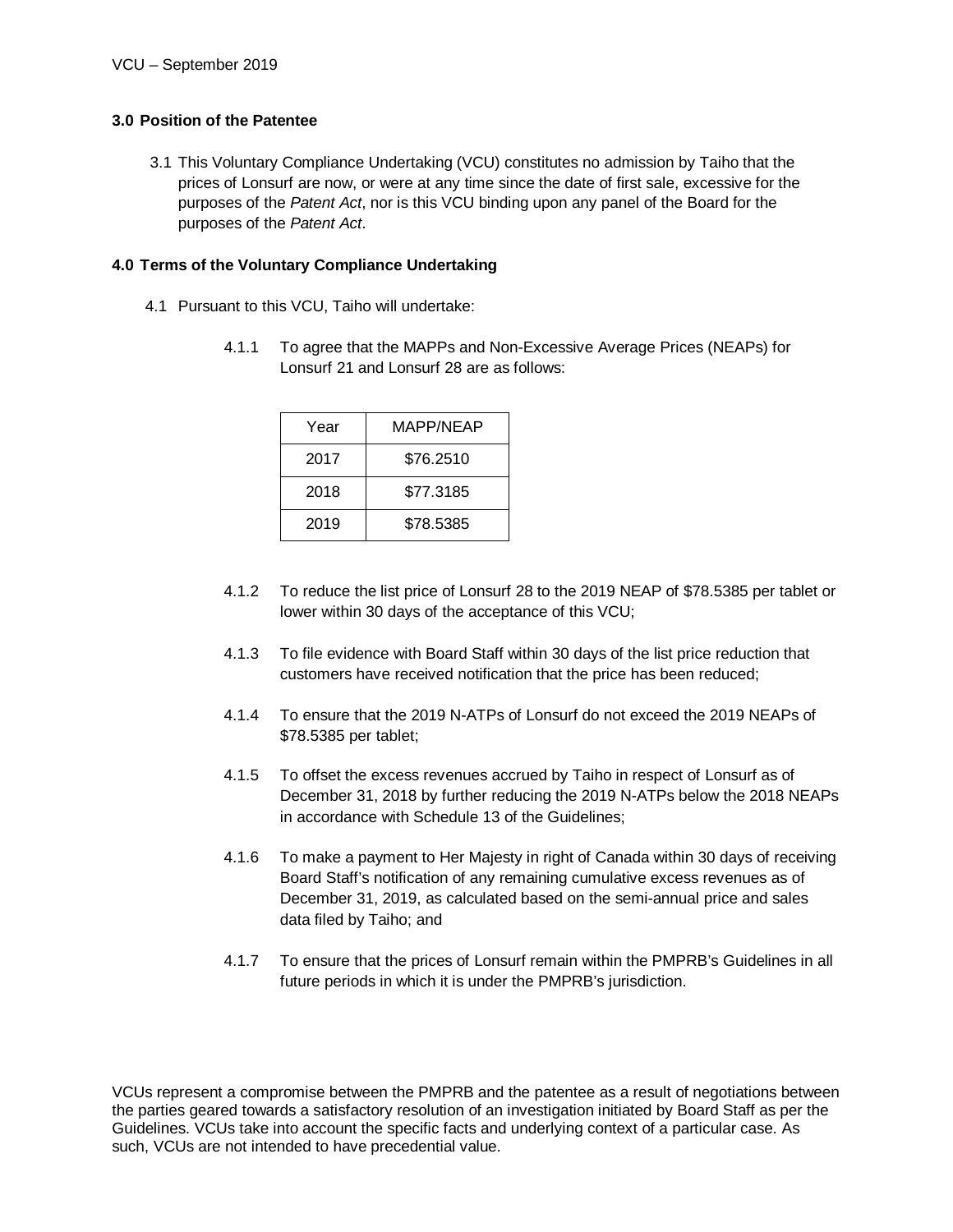### 3.0 Position of the Patentee

3.1 This Voluntary Compliance Undertaking (VCU) constitutes no admission by Taiho that the prices of Lonsurf are now, or were at any time since the date of first sale, excessive for the purposes of the *Patent Act*, nor is this VCU binding upon any panel of the Board for the purposes of the *Patent Act*.

### 4.0 Terms of the Voluntary Compliance Undertaking

4.1 Pursuant to this VCU, Taiho will undertake:

4.1.1 To agree that the MAPPs and Non-Excessive Average Prices (NEAPs) for Lonsurf 21 and Lonsurf 28 are as follows:

| Year | MAPP/NEAP |
|---|---|
| 2017 | $76.2510 |
| 2018 | $77.3185 |
| 2019 | $78.5385 |

4.1.2 To reduce the list price of Lonsurf 28 to the 2019 NEAP of $78.5385 per tablet or lower within 30 days of the acceptance of this VCU;

4.1.3 To file evidence with Board Staff within 30 days of the list price reduction that customers have received notification that the price has been reduced;

4.1.4 To ensure that the 2019 N-ATPs of Lonsurf do not exceed the 2019 NEAPs of $78.5385 per tablet;

4.1.5 To offset the excess revenues accrued by Taiho in respect of Lonsurf as of December 31, 2018 by further reducing the 2019 N-ATPs below the 2018 NEAPs in accordance with Schedule 13 of the Guidelines;

4.1.6 To make a payment to Her Majesty in right of Canada within 30 days of receiving Board Staff's notification of any remaining cumulative excess revenues as of December 31, 2019, as calculated based on the semi-annual price and sales data filed by Taiho; and

4.1.7 To ensure that the prices of Lonsurf remain within the PMPRB's Guidelines in all future periods in which it is under the PMPRB's jurisdiction.

VCUs represent a compromise between the PMPRB and the patentee as a result of negotiations between the parties geared towards a satisfactory resolution of an investigation initiated by Board Staff as per the Guidelines. VCUs take into account the specific facts and underlying context of a particular case. As such, VCUs are not intended to have precedential value.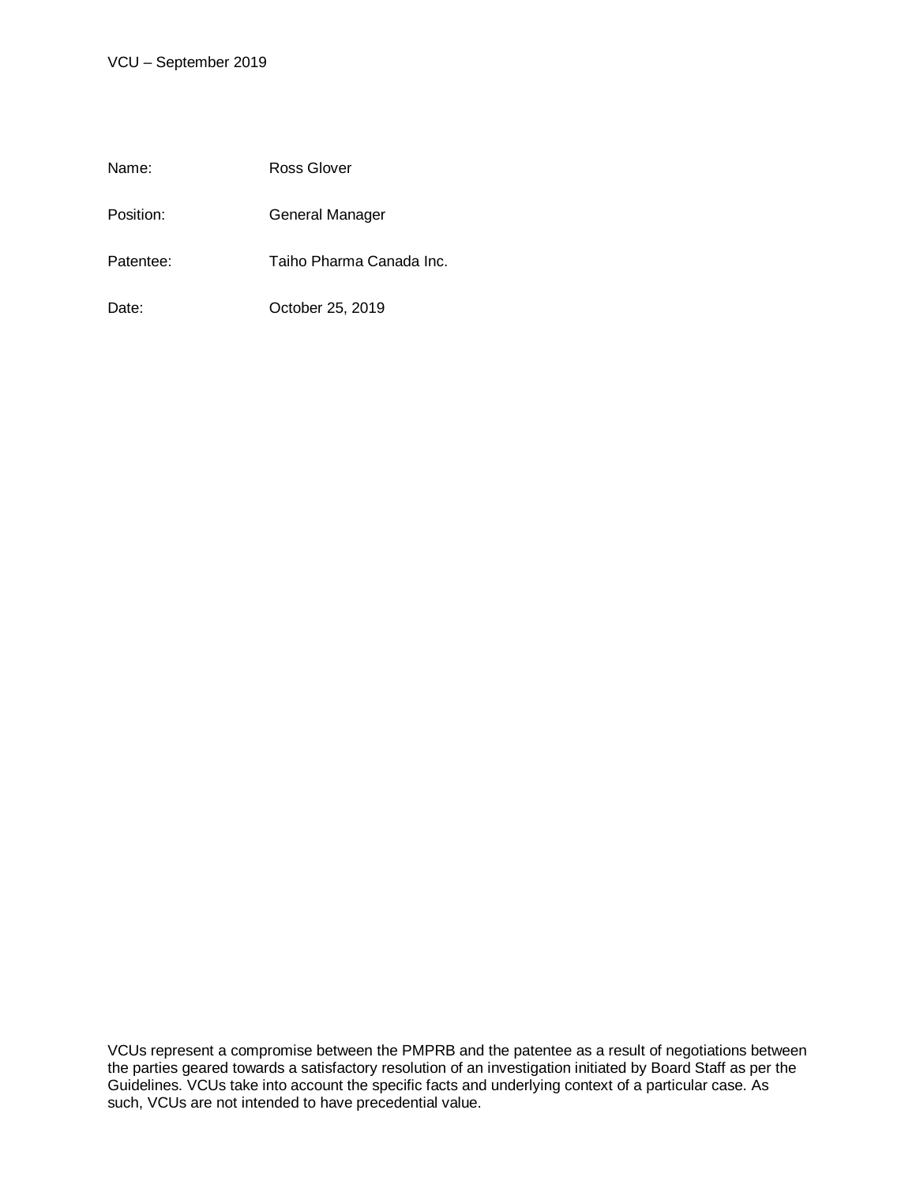Name: Ross Glover

Position: General Manager

Patentee: Taiho Pharma Canada Inc.

Date: October 25, 2019

VCUs represent a compromise between the PMPRB and the patentee as a result of negotiations between the parties geared towards a satisfactory resolution of an investigation initiated by Board Staff as per the Guidelines. VCUs take into account the specific facts and underlying context of a particular case. As such, VCUs are not intended to have precedential value.